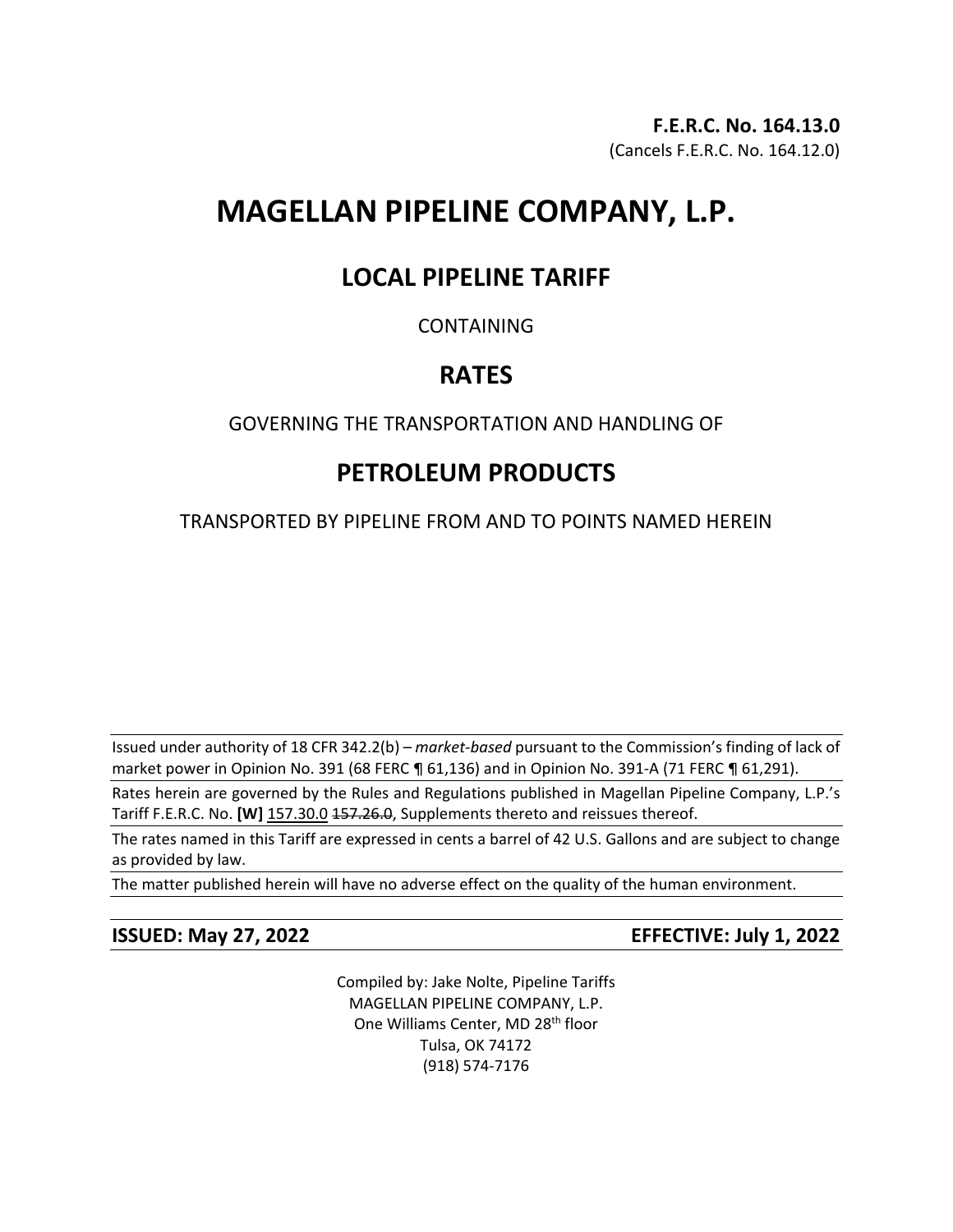**F.E.R.C. No. 164.13.0**
(Cancels F.E.R.C. No. 164.12.0)

# MAGELLAN PIPELINE COMPANY, L.P.

## LOCAL PIPELINE TARIFF

CONTAINING

## RATES

GOVERNING THE TRANSPORTATION AND HANDLING OF

## PETROLEUM PRODUCTS

TRANSPORTED BY PIPELINE FROM AND TO POINTS NAMED HEREIN

Issued under authority of 18 CFR 342.2(b) – *market-based* pursuant to the Commission's finding of lack of market power in Opinion No. 391 (68 FERC ¶ 61,136) and in Opinion No. 391-A (71 FERC ¶ 61,291).

Rates herein are governed by the Rules and Regulations published in Magellan Pipeline Company, L.P.'s Tariff F.E.R.C. No. **[W]** 157.30.0 ~~157.26.0~~, Supplements thereto and reissues thereof.

The rates named in this Tariff are expressed in cents a barrel of 42 U.S. Gallons and are subject to change as provided by law.

The matter published herein will have no adverse effect on the quality of the human environment.

**ISSUED: May 27, 2022** **EFFECTIVE: July 1, 2022**

Compiled by: Jake Nolte, Pipeline Tariffs
MAGELLAN PIPELINE COMPANY, L.P.
One Williams Center, MD 28th floor
Tulsa, OK 74172
(918) 574-7176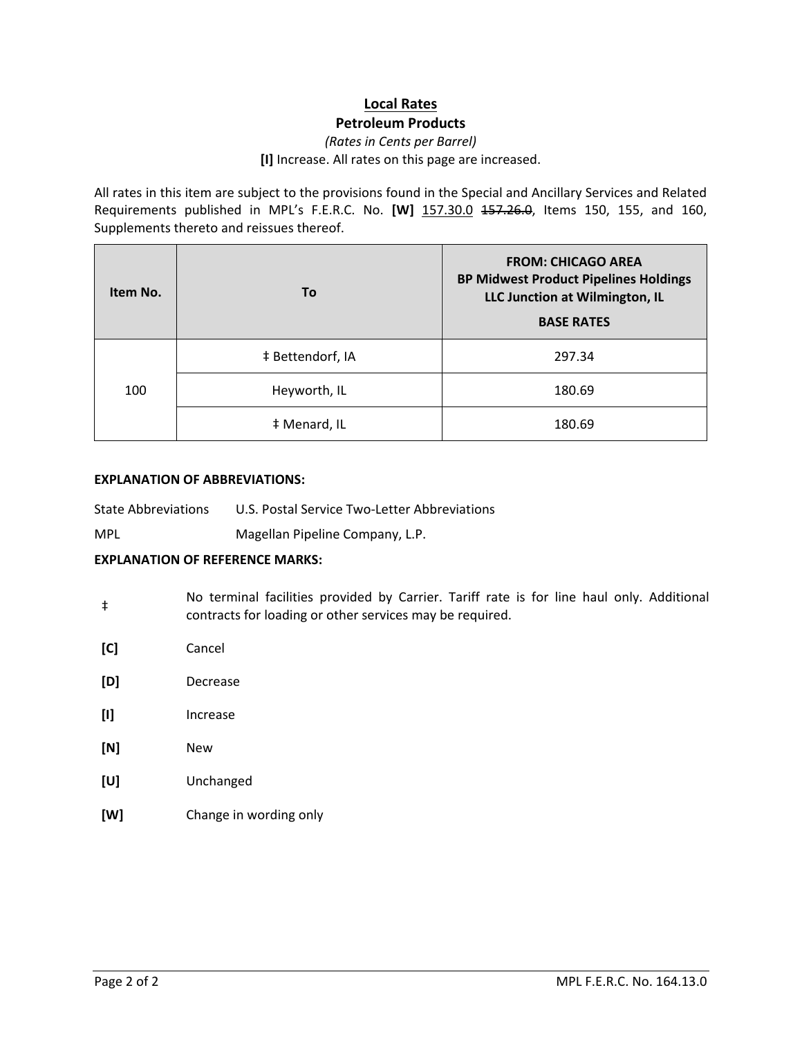## Local Rates

### Petroleum Products

*(Rates in Cents per Barrel)*

**[I]** Increase. All rates on this page are increased.

All rates in this item are subject to the provisions found in the Special and Ancillary Services and Related Requirements published in MPL's F.E.R.C. No. **[W]** 157.30.0 ~~157.26.0~~, Items 150, 155, and 160, Supplements thereto and reissues thereof.

| Item No. | To | FROM: CHICAGO AREA BP Midwest Product Pipelines Holdings LLC Junction at Wilmington, IL BASE RATES |
|---|---|---|
| 100 | ‡ Bettendorf, IA | 297.34 |
| | Heyworth, IL | 180.69 |
| | ‡ Menard, IL | 180.69 |

**EXPLANATION OF ABBREVIATIONS:**

State Abbreviations U.S. Postal Service Two-Letter Abbreviations

MPL Magellan Pipeline Company, L.P.

**EXPLANATION OF REFERENCE MARKS:**

‡ No terminal facilities provided by Carrier. Tariff rate is for line haul only. Additional contracts for loading or other services may be required.

**[C]** Cancel

**[D]** Decrease

**[I]** Increase

**[N]** New

**[U]** Unchanged

**[W]** Change in wording only